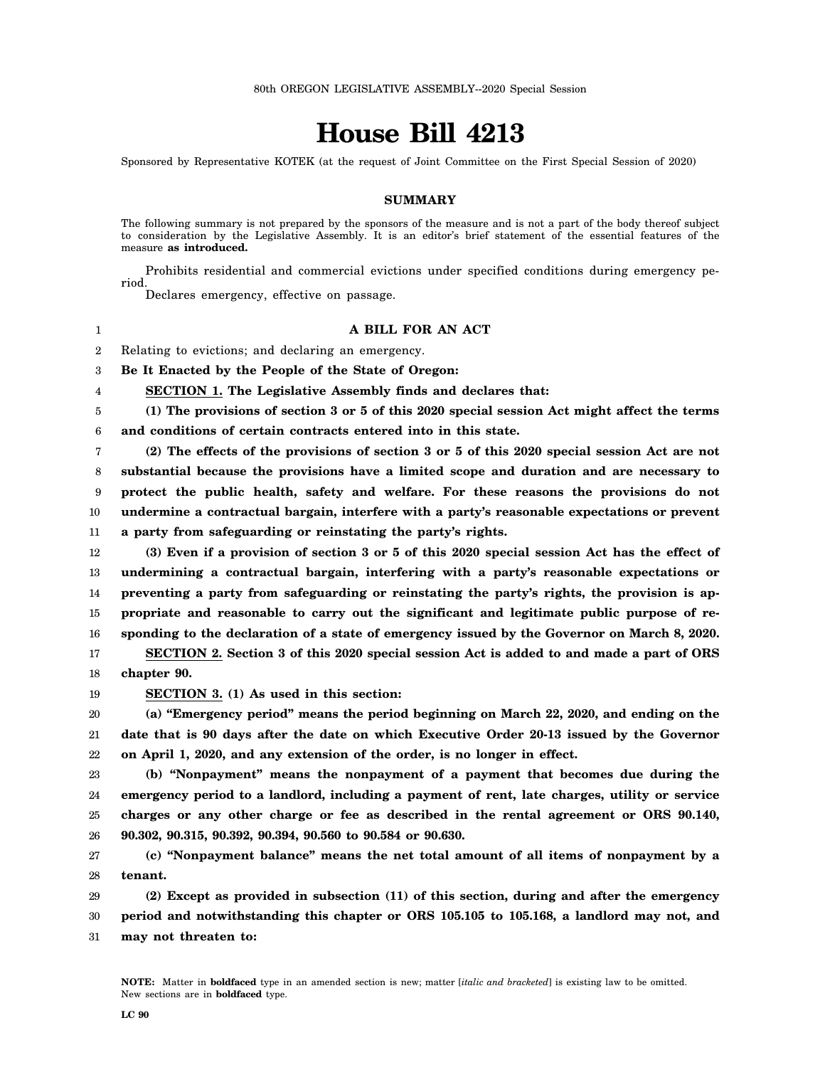80th OREGON LEGISLATIVE ASSEMBLY--2020 Special Session

# House Bill 4213

Sponsored by Representative KOTEK (at the request of Joint Committee on the First Special Session of 2020)

## SUMMARY

The following summary is not prepared by the sponsors of the measure and is not a part of the body thereof subject to consideration by the Legislative Assembly. It is an editor's brief statement of the essential features of the measure **as introduced.**

Prohibits residential and commercial evictions under specified conditions during emergency period.

Declares emergency, effective on passage.

**A BILL FOR AN ACT**

Relating to evictions; and declaring an emergency.

**Be It Enacted by the People of the State of Oregon:**

**SECTION 1. The Legislative Assembly finds and declares that:**

**(1) The provisions of section 3 or 5 of this 2020 special session Act might affect the terms and conditions of certain contracts entered into in this state.**

**(2) The effects of the provisions of section 3 or 5 of this 2020 special session Act are not substantial because the provisions have a limited scope and duration and are necessary to protect the public health, safety and welfare. For these reasons the provisions do not undermine a contractual bargain, interfere with a party's reasonable expectations or prevent a party from safeguarding or reinstating the party's rights.**

**(3) Even if a provision of section 3 or 5 of this 2020 special session Act has the effect of undermining a contractual bargain, interfering with a party's reasonable expectations or preventing a party from safeguarding or reinstating the party's rights, the provision is appropriate and reasonable to carry out the significant and legitimate public purpose of responding to the declaration of a state of emergency issued by the Governor on March 8, 2020.**

**SECTION 2. Section 3 of this 2020 special session Act is added to and made a part of ORS chapter 90.**

**SECTION 3. (1) As used in this section:**

**(a) "Emergency period" means the period beginning on March 22, 2020, and ending on the date that is 90 days after the date on which Executive Order 20-13 issued by the Governor on April 1, 2020, and any extension of the order, is no longer in effect.**

**(b) "Nonpayment" means the nonpayment of a payment that becomes due during the emergency period to a landlord, including a payment of rent, late charges, utility or service charges or any other charge or fee as described in the rental agreement or ORS 90.140, 90.302, 90.315, 90.392, 90.394, 90.560 to 90.584 or 90.630.**

**(c) "Nonpayment balance" means the net total amount of all items of nonpayment by a tenant.**

**(2) Except as provided in subsection (11) of this section, during and after the emergency period and notwithstanding this chapter or ORS 105.105 to 105.168, a landlord may not, and may not threaten to:**

NOTE: Matter in **boldfaced** type in an amended section is new; matter [*italic and bracketed*] is existing law to be omitted. New sections are in **boldfaced** type.

LC 90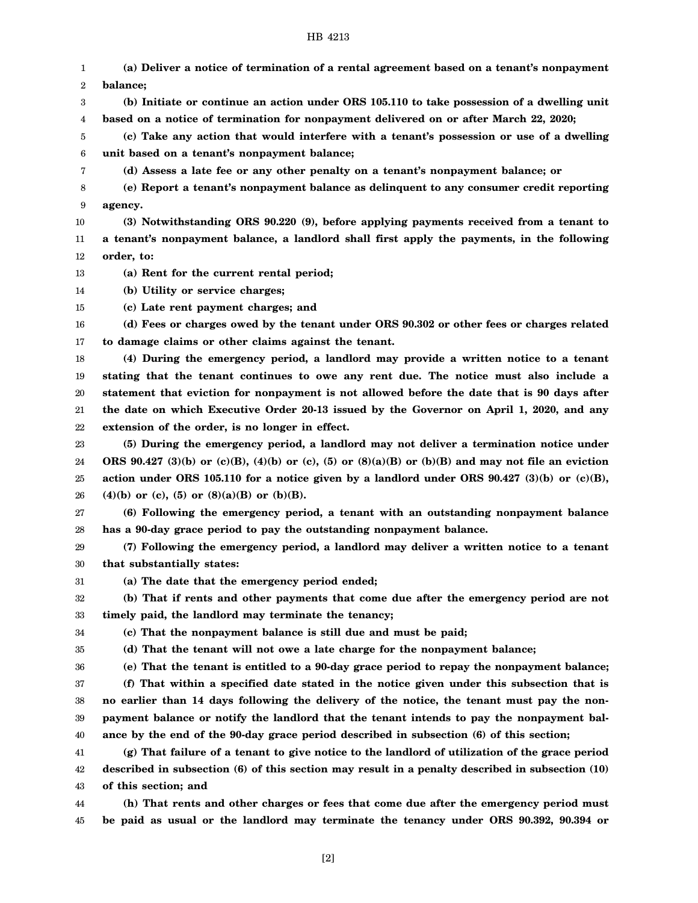**(a) Deliver a notice of termination of a rental agreement based on a tenant's nonpayment balance;**

**(b) Initiate or continue an action under ORS 105.110 to take possession of a dwelling unit based on a notice of termination for nonpayment delivered on or after March 22, 2020;**

**(c) Take any action that would interfere with a tenant's possession or use of a dwelling unit based on a tenant's nonpayment balance;**

**(d) Assess a late fee or any other penalty on a tenant's nonpayment balance; or**

**(e) Report a tenant's nonpayment balance as delinquent to any consumer credit reporting agency.**

**(3) Notwithstanding ORS 90.220 (9), before applying payments received from a tenant to a tenant's nonpayment balance, a landlord shall first apply the payments, in the following order, to:**

**(a) Rent for the current rental period;**

**(b) Utility or service charges;**

**(c) Late rent payment charges; and**

**(d) Fees or charges owed by the tenant under ORS 90.302 or other fees or charges related to damage claims or other claims against the tenant.**

**(4) During the emergency period, a landlord may provide a written notice to a tenant stating that the tenant continues to owe any rent due. The notice must also include a statement that eviction for nonpayment is not allowed before the date that is 90 days after the date on which Executive Order 20-13 issued by the Governor on April 1, 2020, and any extension of the order, is no longer in effect.**

**(5) During the emergency period, a landlord may not deliver a termination notice under ORS 90.427 (3)(b) or (c)(B), (4)(b) or (c), (5) or (8)(a)(B) or (b)(B) and may not file an eviction action under ORS 105.110 for a notice given by a landlord under ORS 90.427 (3)(b) or (c)(B), (4)(b) or (c), (5) or (8)(a)(B) or (b)(B).**

**(6) Following the emergency period, a tenant with an outstanding nonpayment balance has a 90-day grace period to pay the outstanding nonpayment balance.**

**(7) Following the emergency period, a landlord may deliver a written notice to a tenant that substantially states:**

**(a) The date that the emergency period ended;**

**(b) That if rents and other payments that come due after the emergency period are not timely paid, the landlord may terminate the tenancy;**

**(c) That the nonpayment balance is still due and must be paid;**

**(d) That the tenant will not owe a late charge for the nonpayment balance;**

**(e) That the tenant is entitled to a 90-day grace period to repay the nonpayment balance;**

**(f) That within a specified date stated in the notice given under this subsection that is no earlier than 14 days following the delivery of the notice, the tenant must pay the nonpayment balance or notify the landlord that the tenant intends to pay the nonpayment balance by the end of the 90-day grace period described in subsection (6) of this section;**

**(g) That failure of a tenant to give notice to the landlord of utilization of the grace period described in subsection (6) of this section may result in a penalty described in subsection (10) of this section; and**

**(h) That rents and other charges or fees that come due after the emergency period must be paid as usual or the landlord may terminate the tenancy under ORS 90.392, 90.394 or**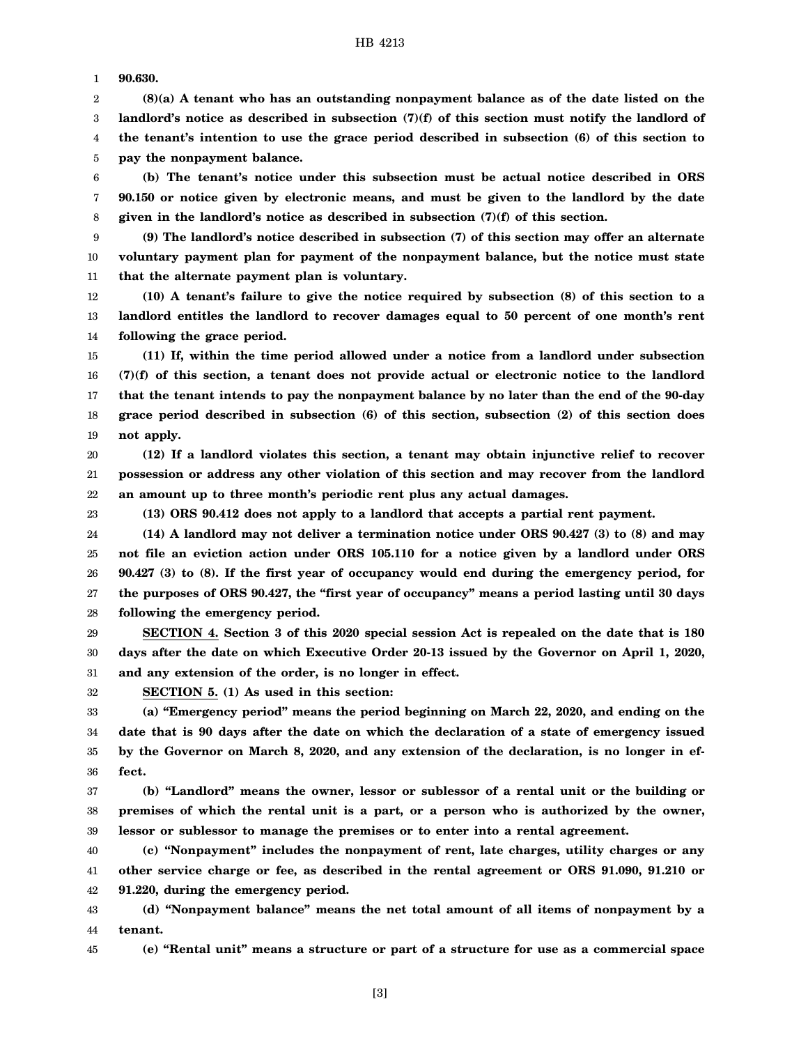**90.630.**

**(8)(a) A tenant who has an outstanding nonpayment balance as of the date listed on the landlord's notice as described in subsection (7)(f) of this section must notify the landlord of the tenant's intention to use the grace period described in subsection (6) of this section to pay the nonpayment balance.**

**(b) The tenant's notice under this subsection must be actual notice described in ORS 90.150 or notice given by electronic means, and must be given to the landlord by the date given in the landlord's notice as described in subsection (7)(f) of this section.**

**(9) The landlord's notice described in subsection (7) of this section may offer an alternate voluntary payment plan for payment of the nonpayment balance, but the notice must state that the alternate payment plan is voluntary.**

**(10) A tenant's failure to give the notice required by subsection (8) of this section to a landlord entitles the landlord to recover damages equal to 50 percent of one month's rent following the grace period.**

**(11) If, within the time period allowed under a notice from a landlord under subsection (7)(f) of this section, a tenant does not provide actual or electronic notice to the landlord that the tenant intends to pay the nonpayment balance by no later than the end of the 90-day grace period described in subsection (6) of this section, subsection (2) of this section does not apply.**

**(12) If a landlord violates this section, a tenant may obtain injunctive relief to recover possession or address any other violation of this section and may recover from the landlord an amount up to three month's periodic rent plus any actual damages.**

**(13) ORS 90.412 does not apply to a landlord that accepts a partial rent payment.**

**(14) A landlord may not deliver a termination notice under ORS 90.427 (3) to (8) and may not file an eviction action under ORS 105.110 for a notice given by a landlord under ORS 90.427 (3) to (8). If the first year of occupancy would end during the emergency period, for the purposes of ORS 90.427, the "first year of occupancy" means a period lasting until 30 days following the emergency period.**

**SECTION 4. Section 3 of this 2020 special session Act is repealed on the date that is 180 days after the date on which Executive Order 20-13 issued by the Governor on April 1, 2020, and any extension of the order, is no longer in effect.**

**SECTION 5. (1) As used in this section:**

**(a) "Emergency period" means the period beginning on March 22, 2020, and ending on the date that is 90 days after the date on which the declaration of a state of emergency issued by the Governor on March 8, 2020, and any extension of the declaration, is no longer in effect.**

**(b) "Landlord" means the owner, lessor or sublessor of a rental unit or the building or premises of which the rental unit is a part, or a person who is authorized by the owner, lessor or sublessor to manage the premises or to enter into a rental agreement.**

**(c) "Nonpayment" includes the nonpayment of rent, late charges, utility charges or any other service charge or fee, as described in the rental agreement or ORS 91.090, 91.210 or 91.220, during the emergency period.**

**(d) "Nonpayment balance" means the net total amount of all items of nonpayment by a tenant.**

**(e) "Rental unit" means a structure or part of a structure for use as a commercial space**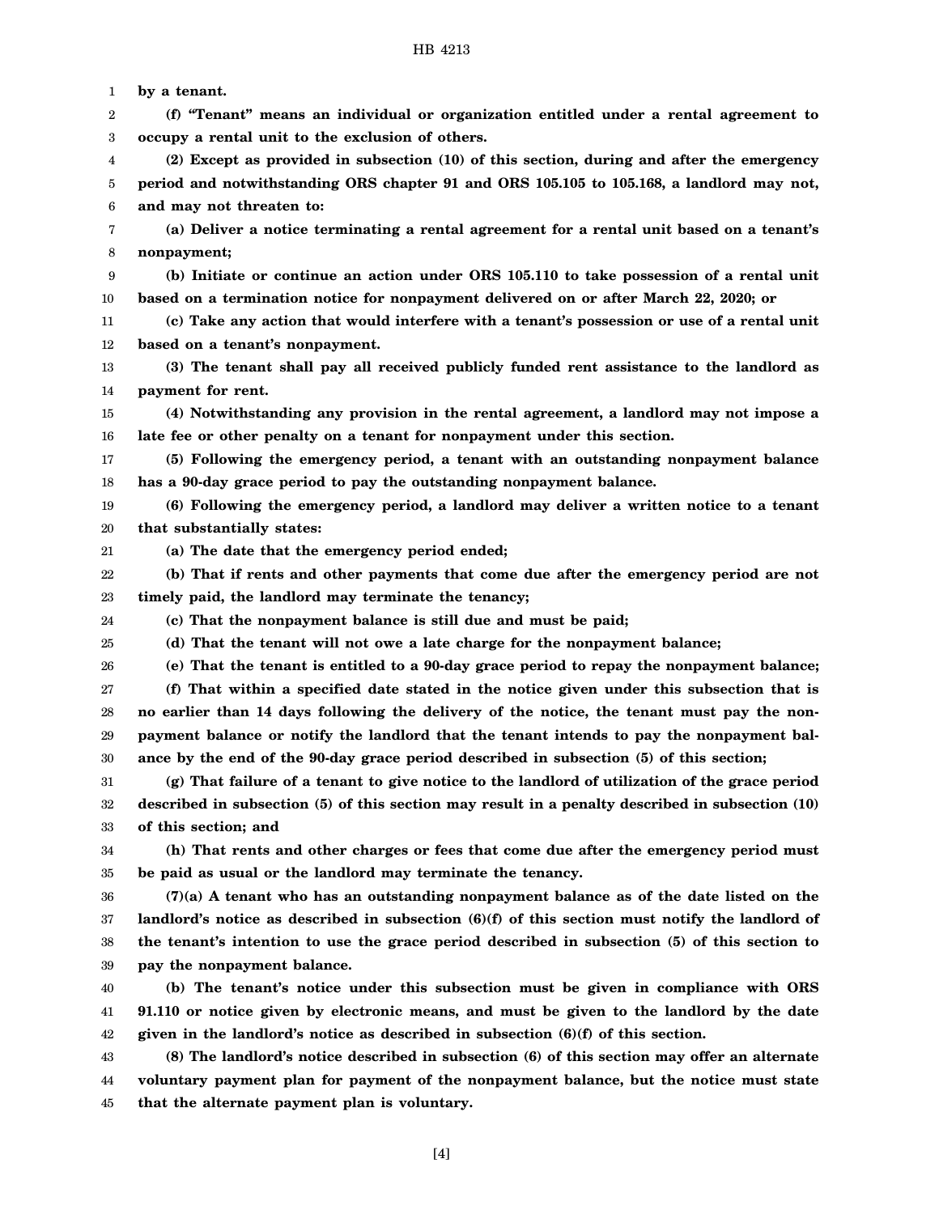**by a tenant.**

**(f) "Tenant" means an individual or organization entitled under a rental agreement to occupy a rental unit to the exclusion of others.**

**(2) Except as provided in subsection (10) of this section, during and after the emergency period and notwithstanding ORS chapter 91 and ORS 105.105 to 105.168, a landlord may not, and may not threaten to:**

**(a) Deliver a notice terminating a rental agreement for a rental unit based on a tenant's nonpayment;**

**(b) Initiate or continue an action under ORS 105.110 to take possession of a rental unit based on a termination notice for nonpayment delivered on or after March 22, 2020; or**

**(c) Take any action that would interfere with a tenant's possession or use of a rental unit based on a tenant's nonpayment.**

**(3) The tenant shall pay all received publicly funded rent assistance to the landlord as payment for rent.**

**(4) Notwithstanding any provision in the rental agreement, a landlord may not impose a late fee or other penalty on a tenant for nonpayment under this section.**

**(5) Following the emergency period, a tenant with an outstanding nonpayment balance has a 90-day grace period to pay the outstanding nonpayment balance.**

**(6) Following the emergency period, a landlord may deliver a written notice to a tenant that substantially states:**

**(a) The date that the emergency period ended;**

**(b) That if rents and other payments that come due after the emergency period are not timely paid, the landlord may terminate the tenancy;**

**(c) That the nonpayment balance is still due and must be paid;**

**(d) That the tenant will not owe a late charge for the nonpayment balance;**

**(e) That the tenant is entitled to a 90-day grace period to repay the nonpayment balance;**

**(f) That within a specified date stated in the notice given under this subsection that is no earlier than 14 days following the delivery of the notice, the tenant must pay the nonpayment balance or notify the landlord that the tenant intends to pay the nonpayment balance by the end of the 90-day grace period described in subsection (5) of this section;**

**(g) That failure of a tenant to give notice to the landlord of utilization of the grace period described in subsection (5) of this section may result in a penalty described in subsection (10) of this section; and**

**(h) That rents and other charges or fees that come due after the emergency period must be paid as usual or the landlord may terminate the tenancy.**

**(7)(a) A tenant who has an outstanding nonpayment balance as of the date listed on the landlord's notice as described in subsection (6)(f) of this section must notify the landlord of the tenant's intention to use the grace period described in subsection (5) of this section to pay the nonpayment balance.**

**(b) The tenant's notice under this subsection must be given in compliance with ORS 91.110 or notice given by electronic means, and must be given to the landlord by the date given in the landlord's notice as described in subsection (6)(f) of this section.**

**(8) The landlord's notice described in subsection (6) of this section may offer an alternate voluntary payment plan for payment of the nonpayment balance, but the notice must state that the alternate payment plan is voluntary.**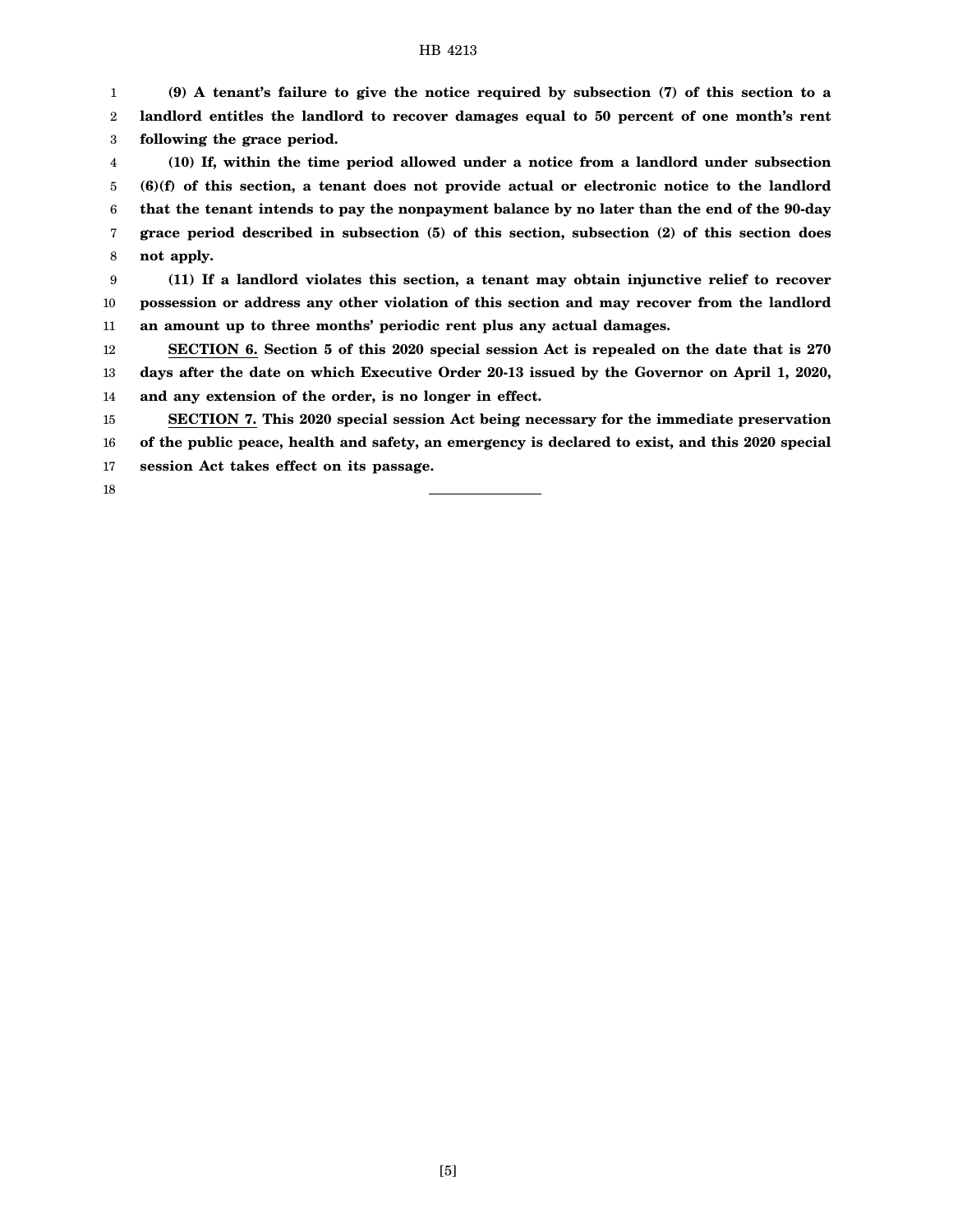**(9) A tenant's failure to give the notice required by subsection (7) of this section to a landlord entitles the landlord to recover damages equal to 50 percent of one month's rent following the grace period.**

**(10) If, within the time period allowed under a notice from a landlord under subsection (6)(f) of this section, a tenant does not provide actual or electronic notice to the landlord that the tenant intends to pay the nonpayment balance by no later than the end of the 90-day grace period described in subsection (5) of this section, subsection (2) of this section does not apply.**

**(11) If a landlord violates this section, a tenant may obtain injunctive relief to recover possession or address any other violation of this section and may recover from the landlord an amount up to three months' periodic rent plus any actual damages.**

**SECTION 6. Section 5 of this 2020 special session Act is repealed on the date that is 270 days after the date on which Executive Order 20-13 issued by the Governor on April 1, 2020, and any extension of the order, is no longer in effect.**

**SECTION 7. This 2020 special session Act being necessary for the immediate preservation of the public peace, health and safety, an emergency is declared to exist, and this 2020 special session Act takes effect on its passage.**